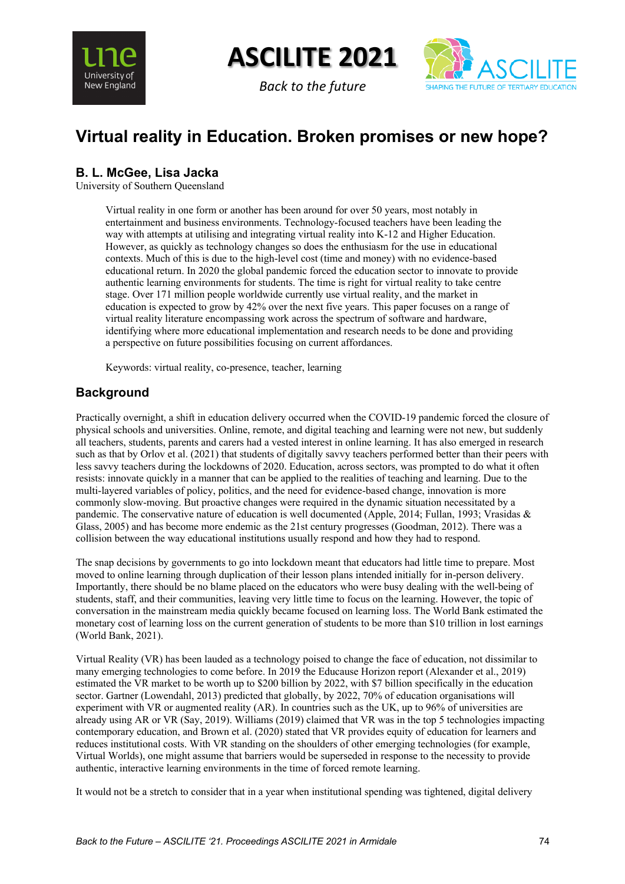# Virtual reality in Education. Broken promises or new hope?

**B. L. McGee, Lisa Jacka**
University of Southern Queensland

> Virtual reality in one form or another has been around for over 50 years, most notably in entertainment and business environments. Technology-focused teachers have been leading the way with attempts at utilising and integrating virtual reality into K-12 and Higher Education. However, as quickly as technology changes so does the enthusiasm for the use in educational contexts. Much of this is due to the high-level cost (time and money) with no evidence-based educational return. In 2020 the global pandemic forced the education sector to innovate to provide authentic learning environments for students. The time is right for virtual reality to take centre stage. Over 171 million people worldwide currently use virtual reality, and the market in education is expected to grow by 42% over the next five years. This paper focuses on a range of virtual reality literature encompassing work across the spectrum of software and hardware, identifying where more educational implementation and research needs to be done and providing a perspective on future possibilities focusing on current affordances.
>
> Keywords: virtual reality, co-presence, teacher, learning

## Background

Practically overnight, a shift in education delivery occurred when the COVID-19 pandemic forced the closure of physical schools and universities. Online, remote, and digital teaching and learning were not new, but suddenly all teachers, students, parents and carers had a vested interest in online learning. It has also emerged in research such as that by Orlov et al. (2021) that students of digitally savvy teachers performed better than their peers with less savvy teachers during the lockdowns of 2020. Education, across sectors, was prompted to do what it often resists: innovate quickly in a manner that can be applied to the realities of teaching and learning. Due to the multi-layered variables of policy, politics, and the need for evidence-based change, innovation is more commonly slow-moving. But proactive changes were required in the dynamic situation necessitated by a pandemic. The conservative nature of education is well documented (Apple, 2014; Fullan, 1993; Vrasidas & Glass, 2005) and has become more endemic as the 21st century progresses (Goodman, 2012). There was a collision between the way educational institutions usually respond and how they had to respond.

The snap decisions by governments to go into lockdown meant that educators had little time to prepare. Most moved to online learning through duplication of their lesson plans intended initially for in-person delivery. Importantly, there should be no blame placed on the educators who were busy dealing with the well-being of students, staff, and their communities, leaving very little time to focus on the learning. However, the topic of conversation in the mainstream media quickly became focused on learning loss. The World Bank estimated the monetary cost of learning loss on the current generation of students to be more than $10 trillion in lost earnings (World Bank, 2021).

Virtual Reality (VR) has been lauded as a technology poised to change the face of education, not dissimilar to many emerging technologies to come before. In 2019 the Educause Horizon report (Alexander et al., 2019) estimated the VR market to be worth up to $200 billion by 2022, with $7 billion specifically in the education sector. Gartner (Lowendahl, 2013) predicted that globally, by 2022, 70% of education organisations will experiment with VR or augmented reality (AR). In countries such as the UK, up to 96% of universities are already using AR or VR (Say, 2019). Williams (2019) claimed that VR was in the top 5 technologies impacting contemporary education, and Brown et al. (2020) stated that VR provides equity of education for learners and reduces institutional costs. With VR standing on the shoulders of other emerging technologies (for example, Virtual Worlds), one might assume that barriers would be superseded in response to the necessity to provide authentic, interactive learning environments in the time of forced remote learning.

It would not be a stretch to consider that in a year when institutional spending was tightened, digital delivery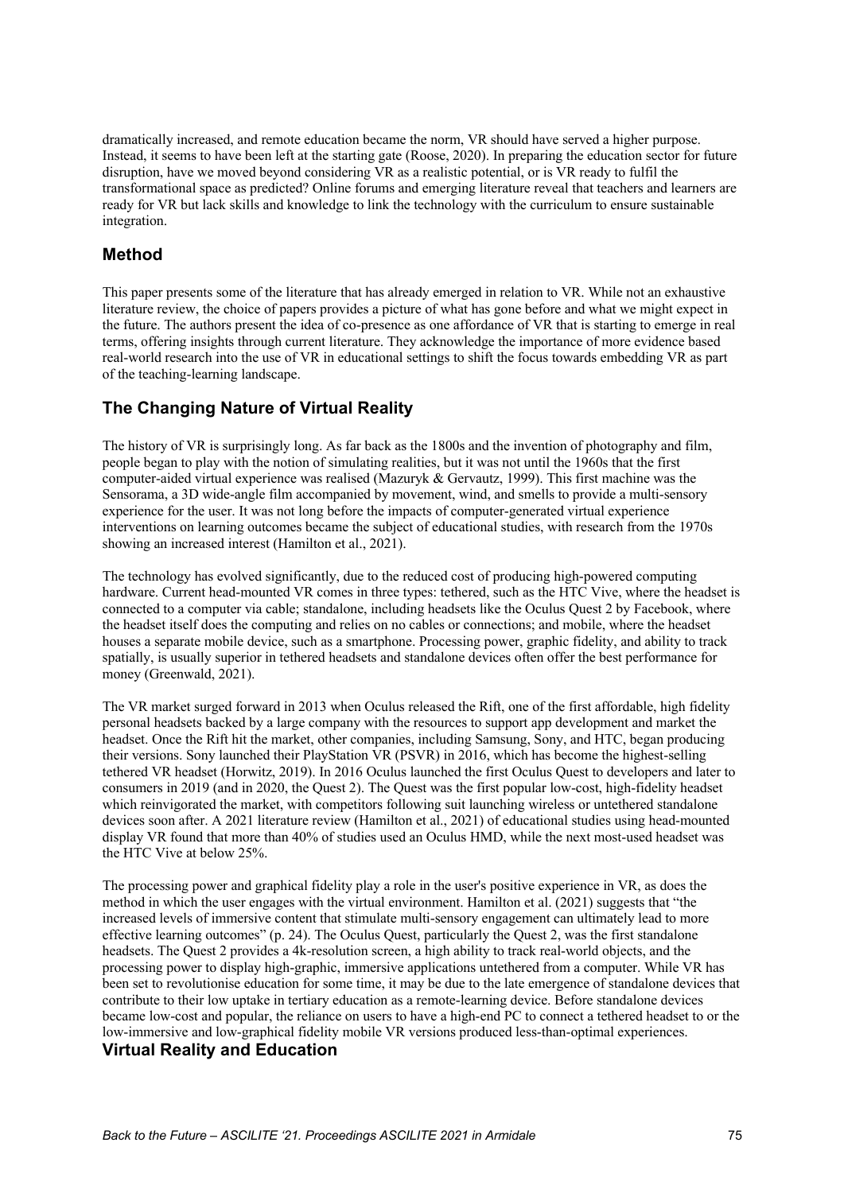dramatically increased, and remote education became the norm, VR should have served a higher purpose. Instead, it seems to have been left at the starting gate (Roose, 2020). In preparing the education sector for future disruption, have we moved beyond considering VR as a realistic potential, or is VR ready to fulfil the transformational space as predicted? Online forums and emerging literature reveal that teachers and learners are ready for VR but lack skills and knowledge to link the technology with the curriculum to ensure sustainable integration.

## Method

This paper presents some of the literature that has already emerged in relation to VR. While not an exhaustive literature review, the choice of papers provides a picture of what has gone before and what we might expect in the future. The authors present the idea of co-presence as one affordance of VR that is starting to emerge in real terms, offering insights through current literature. They acknowledge the importance of more evidence based real-world research into the use of VR in educational settings to shift the focus towards embedding VR as part of the teaching-learning landscape.

## The Changing Nature of Virtual Reality

The history of VR is surprisingly long. As far back as the 1800s and the invention of photography and film, people began to play with the notion of simulating realities, but it was not until the 1960s that the first computer-aided virtual experience was realised (Mazuryk & Gervautz, 1999). This first machine was the Sensorama, a 3D wide-angle film accompanied by movement, wind, and smells to provide a multi-sensory experience for the user. It was not long before the impacts of computer-generated virtual experience interventions on learning outcomes became the subject of educational studies, with research from the 1970s showing an increased interest (Hamilton et al., 2021).

The technology has evolved significantly, due to the reduced cost of producing high-powered computing hardware. Current head-mounted VR comes in three types: tethered, such as the HTC Vive, where the headset is connected to a computer via cable; standalone, including headsets like the Oculus Quest 2 by Facebook, where the headset itself does the computing and relies on no cables or connections; and mobile, where the headset houses a separate mobile device, such as a smartphone. Processing power, graphic fidelity, and ability to track spatially, is usually superior in tethered headsets and standalone devices often offer the best performance for money (Greenwald, 2021).

The VR market surged forward in 2013 when Oculus released the Rift, one of the first affordable, high fidelity personal headsets backed by a large company with the resources to support app development and market the headset. Once the Rift hit the market, other companies, including Samsung, Sony, and HTC, began producing their versions. Sony launched their PlayStation VR (PSVR) in 2016, which has become the highest-selling tethered VR headset (Horwitz, 2019). In 2016 Oculus launched the first Oculus Quest to developers and later to consumers in 2019 (and in 2020, the Quest 2). The Quest was the first popular low-cost, high-fidelity headset which reinvigorated the market, with competitors following suit launching wireless or untethered standalone devices soon after. A 2021 literature review (Hamilton et al., 2021) of educational studies using head-mounted display VR found that more than 40% of studies used an Oculus HMD, while the next most-used headset was the HTC Vive at below 25%.

The processing power and graphical fidelity play a role in the user's positive experience in VR, as does the method in which the user engages with the virtual environment. Hamilton et al. (2021) suggests that "the increased levels of immersive content that stimulate multi-sensory engagement can ultimately lead to more effective learning outcomes" (p. 24). The Oculus Quest, particularly the Quest 2, was the first standalone headsets. The Quest 2 provides a 4k-resolution screen, a high ability to track real-world objects, and the processing power to display high-graphic, immersive applications untethered from a computer. While VR has been set to revolutionise education for some time, it may be due to the late emergence of standalone devices that contribute to their low uptake in tertiary education as a remote-learning device. Before standalone devices became low-cost and popular, the reliance on users to have a high-end PC to connect a tethered headset to or the low-immersive and low-graphical fidelity mobile VR versions produced less-than-optimal experiences.

## Virtual Reality and Education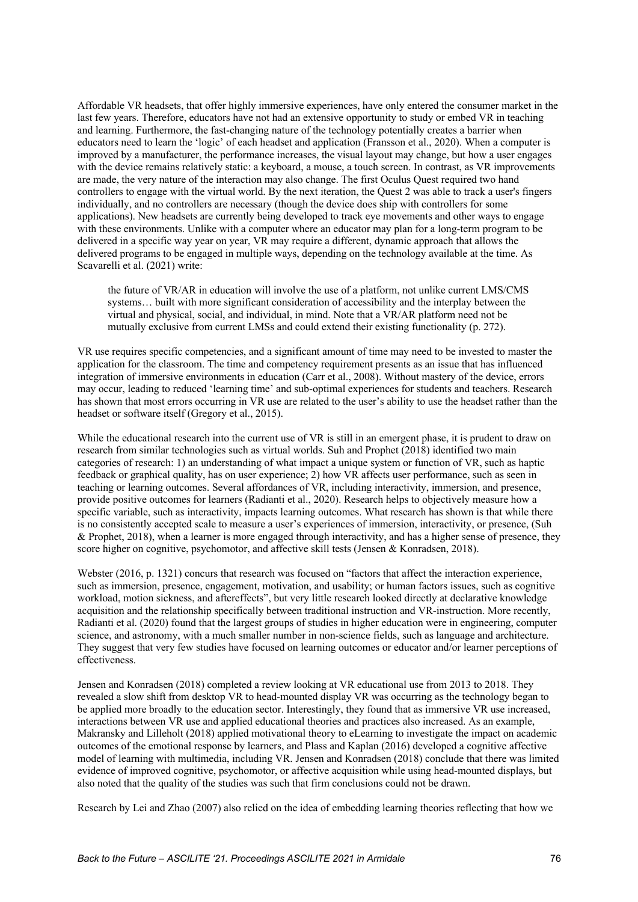Affordable VR headsets, that offer highly immersive experiences, have only entered the consumer market in the last few years. Therefore, educators have not had an extensive opportunity to study or embed VR in teaching and learning. Furthermore, the fast-changing nature of the technology potentially creates a barrier when educators need to learn the 'logic' of each headset and application (Fransson et al., 2020). When a computer is improved by a manufacturer, the performance increases, the visual layout may change, but how a user engages with the device remains relatively static: a keyboard, a mouse, a touch screen. In contrast, as VR improvements are made, the very nature of the interaction may also change. The first Oculus Quest required two hand controllers to engage with the virtual world. By the next iteration, the Quest 2 was able to track a user's fingers individually, and no controllers are necessary (though the device does ship with controllers for some applications). New headsets are currently being developed to track eye movements and other ways to engage with these environments. Unlike with a computer where an educator may plan for a long-term program to be delivered in a specific way year on year, VR may require a different, dynamic approach that allows the delivered programs to be engaged in multiple ways, depending on the technology available at the time. As Scavarelli et al. (2021) write:

> the future of VR/AR in education will involve the use of a platform, not unlike current LMS/CMS systems… built with more significant consideration of accessibility and the interplay between the virtual and physical, social, and individual, in mind. Note that a VR/AR platform need not be mutually exclusive from current LMSs and could extend their existing functionality (p. 272).

VR use requires specific competencies, and a significant amount of time may need to be invested to master the application for the classroom. The time and competency requirement presents as an issue that has influenced integration of immersive environments in education (Carr et al., 2008). Without mastery of the device, errors may occur, leading to reduced 'learning time' and sub-optimal experiences for students and teachers. Research has shown that most errors occurring in VR use are related to the user's ability to use the headset rather than the headset or software itself (Gregory et al., 2015).

While the educational research into the current use of VR is still in an emergent phase, it is prudent to draw on research from similar technologies such as virtual worlds. Suh and Prophet (2018) identified two main categories of research: 1) an understanding of what impact a unique system or function of VR, such as haptic feedback or graphical quality, has on user experience; 2) how VR affects user performance, such as seen in teaching or learning outcomes. Several affordances of VR, including interactivity, immersion, and presence, provide positive outcomes for learners (Radianti et al., 2020). Research helps to objectively measure how a specific variable, such as interactivity, impacts learning outcomes. What research has shown is that while there is no consistently accepted scale to measure a user's experiences of immersion, interactivity, or presence, (Suh & Prophet, 2018), when a learner is more engaged through interactivity, and has a higher sense of presence, they score higher on cognitive, psychomotor, and affective skill tests (Jensen & Konradsen, 2018).

Webster (2016, p. 1321) concurs that research was focused on "factors that affect the interaction experience, such as immersion, presence, engagement, motivation, and usability; or human factors issues, such as cognitive workload, motion sickness, and aftereffects", but very little research looked directly at declarative knowledge acquisition and the relationship specifically between traditional instruction and VR-instruction. More recently, Radianti et al. (2020) found that the largest groups of studies in higher education were in engineering, computer science, and astronomy, with a much smaller number in non-science fields, such as language and architecture. They suggest that very few studies have focused on learning outcomes or educator and/or learner perceptions of effectiveness.

Jensen and Konradsen (2018) completed a review looking at VR educational use from 2013 to 2018. They revealed a slow shift from desktop VR to head-mounted display VR was occurring as the technology began to be applied more broadly to the education sector. Interestingly, they found that as immersive VR use increased, interactions between VR use and applied educational theories and practices also increased. As an example, Makransky and Lilleholt (2018) applied motivational theory to eLearning to investigate the impact on academic outcomes of the emotional response by learners, and Plass and Kaplan (2016) developed a cognitive affective model of learning with multimedia, including VR. Jensen and Konradsen (2018) conclude that there was limited evidence of improved cognitive, psychomotor, or affective acquisition while using head-mounted displays, but also noted that the quality of the studies was such that firm conclusions could not be drawn.

Research by Lei and Zhao (2007) also relied on the idea of embedding learning theories reflecting that how we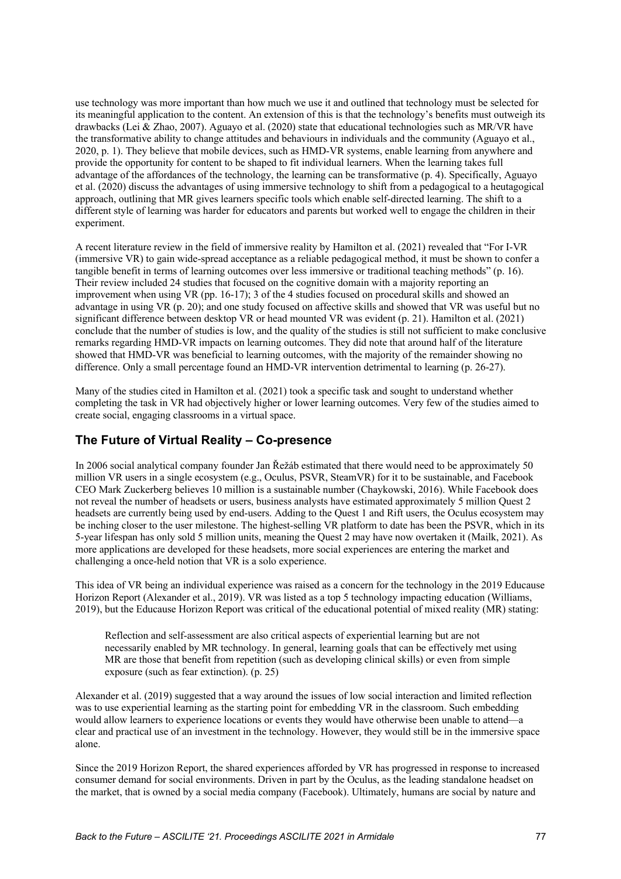use technology was more important than how much we use it and outlined that technology must be selected for its meaningful application to the content. An extension of this is that the technology's benefits must outweigh its drawbacks (Lei & Zhao, 2007). Aguayo et al. (2020) state that educational technologies such as MR/VR have the transformative ability to change attitudes and behaviours in individuals and the community (Aguayo et al., 2020, p. 1). They believe that mobile devices, such as HMD-VR systems, enable learning from anywhere and provide the opportunity for content to be shaped to fit individual learners. When the learning takes full advantage of the affordances of the technology, the learning can be transformative (p. 4). Specifically, Aguayo et al. (2020) discuss the advantages of using immersive technology to shift from a pedagogical to a heutagogical approach, outlining that MR gives learners specific tools which enable self-directed learning. The shift to a different style of learning was harder for educators and parents but worked well to engage the children in their experiment.

A recent literature review in the field of immersive reality by Hamilton et al. (2021) revealed that "For I-VR (immersive VR) to gain wide-spread acceptance as a reliable pedagogical method, it must be shown to confer a tangible benefit in terms of learning outcomes over less immersive or traditional teaching methods" (p. 16). Their review included 24 studies that focused on the cognitive domain with a majority reporting an improvement when using VR (pp. 16-17); 3 of the 4 studies focused on procedural skills and showed an advantage in using VR (p. 20); and one study focused on affective skills and showed that VR was useful but no significant difference between desktop VR or head mounted VR was evident (p. 21). Hamilton et al. (2021) conclude that the number of studies is low, and the quality of the studies is still not sufficient to make conclusive remarks regarding HMD-VR impacts on learning outcomes. They did note that around half of the literature showed that HMD-VR was beneficial to learning outcomes, with the majority of the remainder showing no difference. Only a small percentage found an HMD-VR intervention detrimental to learning (p. 26-27).

Many of the studies cited in Hamilton et al. (2021) took a specific task and sought to understand whether completing the task in VR had objectively higher or lower learning outcomes. Very few of the studies aimed to create social, engaging classrooms in a virtual space.

## The Future of Virtual Reality – Co-presence

In 2006 social analytical company founder Jan Řežáb estimated that there would need to be approximately 50 million VR users in a single ecosystem (e.g., Oculus, PSVR, SteamVR) for it to be sustainable, and Facebook CEO Mark Zuckerberg believes 10 million is a sustainable number (Chaykowski, 2016). While Facebook does not reveal the number of headsets or users, business analysts have estimated approximately 5 million Quest 2 headsets are currently being used by end-users. Adding to the Quest 1 and Rift users, the Oculus ecosystem may be inching closer to the user milestone. The highest-selling VR platform to date has been the PSVR, which in its 5-year lifespan has only sold 5 million units, meaning the Quest 2 may have now overtaken it (Mailk, 2021). As more applications are developed for these headsets, more social experiences are entering the market and challenging a once-held notion that VR is a solo experience.

This idea of VR being an individual experience was raised as a concern for the technology in the 2019 Educause Horizon Report (Alexander et al., 2019). VR was listed as a top 5 technology impacting education (Williams, 2019), but the Educause Horizon Report was critical of the educational potential of mixed reality (MR) stating:

> Reflection and self-assessment are also critical aspects of experiential learning but are not necessarily enabled by MR technology. In general, learning goals that can be effectively met using MR are those that benefit from repetition (such as developing clinical skills) or even from simple exposure (such as fear extinction). (p. 25)

Alexander et al. (2019) suggested that a way around the issues of low social interaction and limited reflection was to use experiential learning as the starting point for embedding VR in the classroom. Such embedding would allow learners to experience locations or events they would have otherwise been unable to attend—a clear and practical use of an investment in the technology. However, they would still be in the immersive space alone.

Since the 2019 Horizon Report, the shared experiences afforded by VR has progressed in response to increased consumer demand for social environments. Driven in part by the Oculus, as the leading standalone headset on the market, that is owned by a social media company (Facebook). Ultimately, humans are social by nature and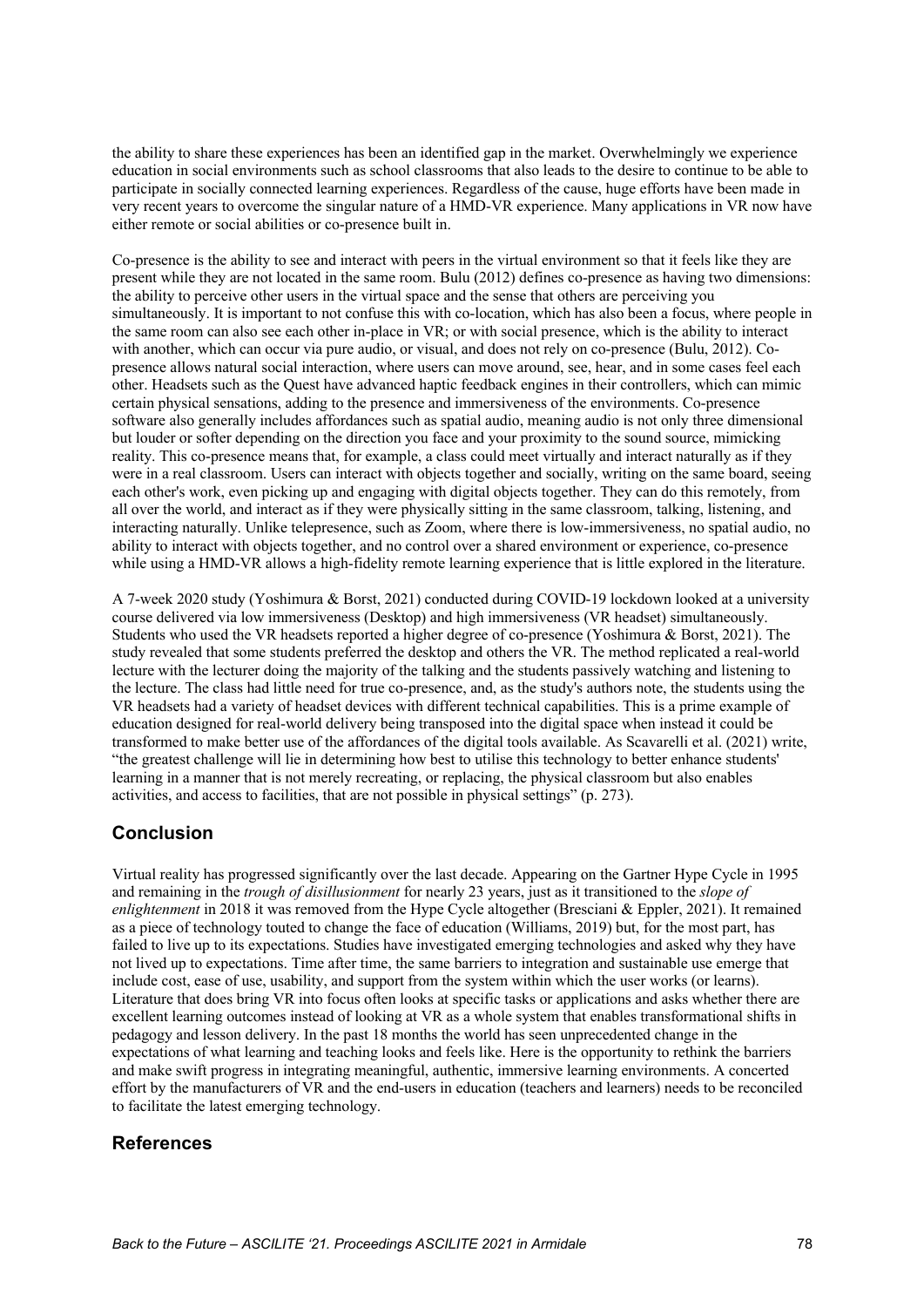the ability to share these experiences has been an identified gap in the market. Overwhelmingly we experience education in social environments such as school classrooms that also leads to the desire to continue to be able to participate in socially connected learning experiences. Regardless of the cause, huge efforts have been made in very recent years to overcome the singular nature of a HMD-VR experience. Many applications in VR now have either remote or social abilities or co-presence built in.

Co-presence is the ability to see and interact with peers in the virtual environment so that it feels like they are present while they are not located in the same room. Bulu (2012) defines co-presence as having two dimensions: the ability to perceive other users in the virtual space and the sense that others are perceiving you simultaneously. It is important to not confuse this with co-location, which has also been a focus, where people in the same room can also see each other in-place in VR; or with social presence, which is the ability to interact with another, which can occur via pure audio, or visual, and does not rely on co-presence (Bulu, 2012). Co-presence allows natural social interaction, where users can move around, see, hear, and in some cases feel each other. Headsets such as the Quest have advanced haptic feedback engines in their controllers, which can mimic certain physical sensations, adding to the presence and immersiveness of the environments. Co-presence software also generally includes affordances such as spatial audio, meaning audio is not only three dimensional but louder or softer depending on the direction you face and your proximity to the sound source, mimicking reality. This co-presence means that, for example, a class could meet virtually and interact naturally as if they were in a real classroom. Users can interact with objects together and socially, writing on the same board, seeing each other's work, even picking up and engaging with digital objects together. They can do this remotely, from all over the world, and interact as if they were physically sitting in the same classroom, talking, listening, and interacting naturally. Unlike telepresence, such as Zoom, where there is low-immersiveness, no spatial audio, no ability to interact with objects together, and no control over a shared environment or experience, co-presence while using a HMD-VR allows a high-fidelity remote learning experience that is little explored in the literature.

A 7-week 2020 study (Yoshimura & Borst, 2021) conducted during COVID-19 lockdown looked at a university course delivered via low immersiveness (Desktop) and high immersiveness (VR headset) simultaneously. Students who used the VR headsets reported a higher degree of co-presence (Yoshimura & Borst, 2021). The study revealed that some students preferred the desktop and others the VR. The method replicated a real-world lecture with the lecturer doing the majority of the talking and the students passively watching and listening to the lecture. The class had little need for true co-presence, and, as the study's authors note, the students using the VR headsets had a variety of headset devices with different technical capabilities. This is a prime example of education designed for real-world delivery being transposed into the digital space when instead it could be transformed to make better use of the affordances of the digital tools available. As Scavarelli et al. (2021) write, "the greatest challenge will lie in determining how best to utilise this technology to better enhance students' learning in a manner that is not merely recreating, or replacing, the physical classroom but also enables activities, and access to facilities, that are not possible in physical settings" (p. 273).

## Conclusion

Virtual reality has progressed significantly over the last decade. Appearing on the Gartner Hype Cycle in 1995 and remaining in the *trough of disillusionment* for nearly 23 years, just as it transitioned to the *slope of enlightenment* in 2018 it was removed from the Hype Cycle altogether (Bresciani & Eppler, 2021). It remained as a piece of technology touted to change the face of education (Williams, 2019) but, for the most part, has failed to live up to its expectations. Studies have investigated emerging technologies and asked why they have not lived up to expectations. Time after time, the same barriers to integration and sustainable use emerge that include cost, ease of use, usability, and support from the system within which the user works (or learns). Literature that does bring VR into focus often looks at specific tasks or applications and asks whether there are excellent learning outcomes instead of looking at VR as a whole system that enables transformational shifts in pedagogy and lesson delivery. In the past 18 months the world has seen unprecedented change in the expectations of what learning and teaching looks and feels like. Here is the opportunity to rethink the barriers and make swift progress in integrating meaningful, authentic, immersive learning environments. A concerted effort by the manufacturers of VR and the end-users in education (teachers and learners) needs to be reconciled to facilitate the latest emerging technology.

## References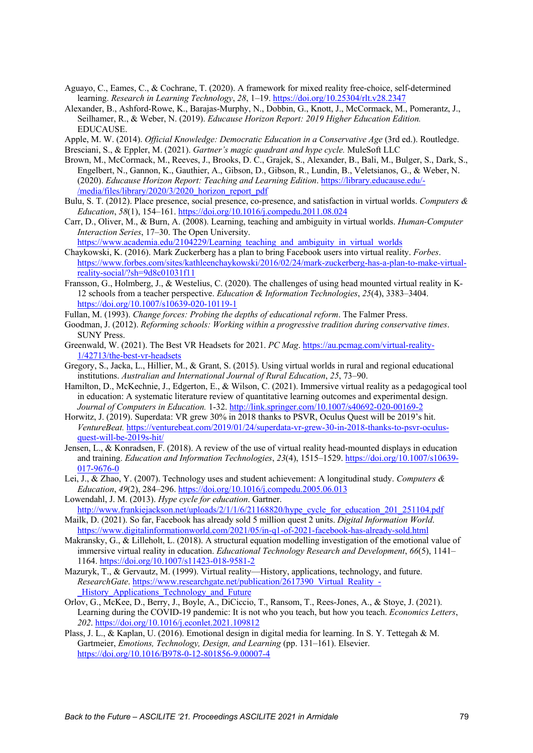Aguayo, C., Eames, C., & Cochrane, T. (2020). A framework for mixed reality free-choice, self-determined learning. *Research in Learning Technology*, *28*, 1–19. https://doi.org/10.25304/rlt.v28.2347

Alexander, B., Ashford-Rowe, K., Barajas-Murphy, N., Dobbin, G., Knott, J., McCormack, M., Pomerantz, J., Seilhamer, R., & Weber, N. (2019). *Educause Horizon Report: 2019 Higher Education Edition.* EDUCAUSE.

Apple, M. W. (2014). *Official Knowledge: Democratic Education in a Conservative Age* (3rd ed.). Routledge.

Bresciani, S., & Eppler, M. (2021). *Gartner's magic quadrant and hype cycle.* MuleSoft LLC

Brown, M., McCormack, M., Reeves, J., Brooks, D. C., Grajek, S., Alexander, B., Bali, M., Bulger, S., Dark, S., Engelbert, N., Gannon, K., Gauthier, A., Gibson, D., Gibson, R., Lundin, B., Veletsianos, G., & Weber, N. (2020). *Educause Horizon Report: Teaching and Learning Edition*. https://library.educause.edu/-/media/files/library/2020/3/2020_horizon_report_pdf

Bulu, S. T. (2012). Place presence, social presence, co-presence, and satisfaction in virtual worlds. *Computers & Education*, *58*(1), 154–161. https://doi.org/10.1016/j.compedu.2011.08.024

Carr, D., Oliver, M., & Burn, A. (2008). Learning, teaching and ambiguity in virtual worlds. *Human-Computer Interaction Series*, 17–30. The Open University. https://www.academia.edu/2104229/Learning_teaching_and_ambiguity_in_virtual_worlds

Chaykowski, K. (2016). Mark Zuckerberg has a plan to bring Facebook users into virtual reality. *Forbes*. https://www.forbes.com/sites/kathleenchaykowski/2016/02/24/mark-zuckerberg-has-a-plan-to-make-virtual-reality-social/?sh=9d8c01031f11

Fransson, G., Holmberg, J., & Westelius, C. (2020). The challenges of using head mounted virtual reality in K-12 schools from a teacher perspective. *Education & Information Technologies*, *25*(4), 3383–3404. https://doi.org/10.1007/s10639-020-10119-1

Fullan, M. (1993). *Change forces: Probing the depths of educational reform*. The Falmer Press.

Goodman, J. (2012). *Reforming schools: Working within a progressive tradition during conservative times*. SUNY Press.

Greenwald, W. (2021). The Best VR Headsets for 2021. *PC Mag*. https://au.pcmag.com/virtual-reality-1/42713/the-best-vr-headsets

Gregory, S., Jacka, L., Hillier, M., & Grant, S. (2015). Using virtual worlds in rural and regional educational institutions. *Australian and International Journal of Rural Education*, *25*, 73–90.

Hamilton, D., McKechnie, J., Edgerton, E., & Wilson, C. (2021). Immersive virtual reality as a pedagogical tool in education: A systematic literature review of quantitative learning outcomes and experimental design. *Journal of Computers in Education.* 1-32. http://link.springer.com/10.1007/s40692-020-00169-2

Horwitz, J. (2019). Superdata: VR grew 30% in 2018 thanks to PSVR, Oculus Quest will be 2019's hit. *VentureBeat.* https://venturebeat.com/2019/01/24/superdata-vr-grew-30-in-2018-thanks-to-psvr-oculus-quest-will-be-2019s-hit/

Jensen, L., & Konradsen, F. (2018). A review of the use of virtual reality head-mounted displays in education and training. *Education and Information Technologies*, *23*(4), 1515–1529. https://doi.org/10.1007/s10639-017-9676-0

Lei, J., & Zhao, Y. (2007). Technology uses and student achievement: A longitudinal study. *Computers & Education*, *49*(2), 284–296. https://doi.org/10.1016/j.compedu.2005.06.013

Lowendahl, J. M. (2013). *Hype cycle for education*. Gartner. http://www.frankiejackson.net/uploads/2/1/1/6/21168820/hype_cycle_for_education_201_251104.pdf

Mailk, D. (2021). So far, Facebook has already sold 5 million quest 2 units. *Digital Information World*. https://www.digitalinformationworld.com/2021/05/in-q1-of-2021-facebook-has-already-sold.html

Makransky, G., & Lilleholt, L. (2018). A structural equation modelling investigation of the emotional value of immersive virtual reality in education. *Educational Technology Research and Development*, *66*(5), 1141–1164. https://doi.org/10.1007/s11423-018-9581-2

Mazuryk, T., & Gervautz, M. (1999). Virtual reality—History, applications, technology, and future. *ResearchGate*. https://www.researchgate.net/publication/2617390_Virtual_Reality_-_History_Applications_Technology_and_Future

Orlov, G., McKee, D., Berry, J., Boyle, A., DiCiccio, T., Ransom, T., Rees-Jones, A., & Stoye, J. (2021). Learning during the COVID-19 pandemic: It is not who you teach, but how you teach. *Economics Letters*, *202*. https://doi.org/10.1016/j.econlet.2021.109812

Plass, J. L., & Kaplan, U. (2016). Emotional design in digital media for learning. In S. Y. Tettegah & M. Gartmeier, *Emotions, Technology, Design, and Learning* (pp. 131–161). Elsevier. https://doi.org/10.1016/B978-0-12-801856-9.00007-4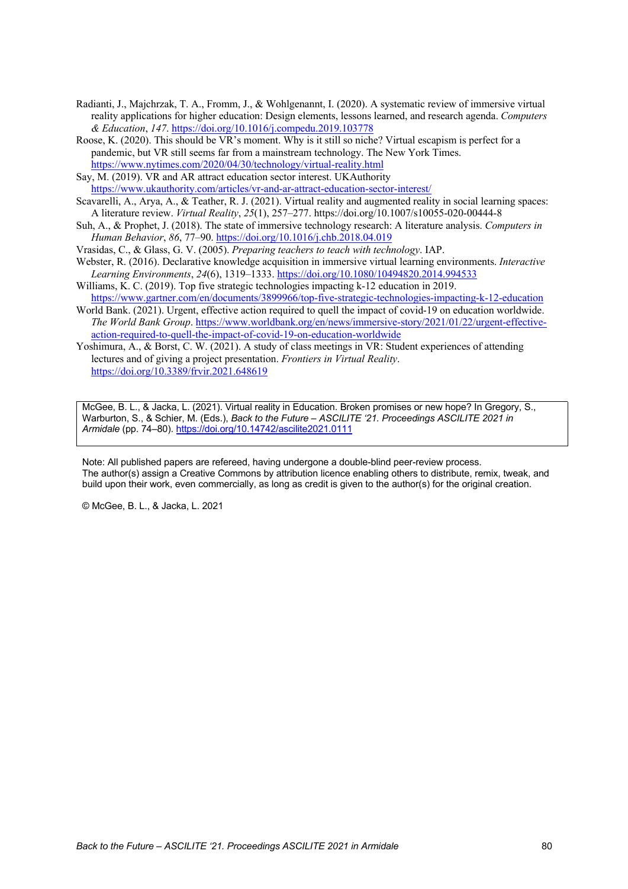Radianti, J., Majchrzak, T. A., Fromm, J., & Wohlgenannt, I. (2020). A systematic review of immersive virtual reality applications for higher education: Design elements, lessons learned, and research agenda. *Computers & Education*, *147*. https://doi.org/10.1016/j.compedu.2019.103778

Roose, K. (2020). This should be VR's moment. Why is it still so niche? Virtual escapism is perfect for a pandemic, but VR still seems far from a mainstream technology. The New York Times. https://www.nytimes.com/2020/04/30/technology/virtual-reality.html

Say, M. (2019). VR and AR attract education sector interest. UKAuthority https://www.ukauthority.com/articles/vr-and-ar-attract-education-sector-interest/

Scavarelli, A., Arya, A., & Teather, R. J. (2021). Virtual reality and augmented reality in social learning spaces: A literature review. *Virtual Reality*, *25*(1), 257–277. https://doi.org/10.1007/s10055-020-00444-8

Suh, A., & Prophet, J. (2018). The state of immersive technology research: A literature analysis. *Computers in Human Behavior*, *86*, 77–90. https://doi.org/10.1016/j.chb.2018.04.019

Vrasidas, C., & Glass, G. V. (2005). *Preparing teachers to teach with technology*. IAP.

Webster, R. (2016). Declarative knowledge acquisition in immersive virtual learning environments. *Interactive Learning Environments*, *24*(6), 1319–1333. https://doi.org/10.1080/10494820.2014.994533

Williams, K. C. (2019). Top five strategic technologies impacting k-12 education in 2019. https://www.gartner.com/en/documents/3899966/top-five-strategic-technologies-impacting-k-12-education

World Bank. (2021). Urgent, effective action required to quell the impact of covid-19 on education worldwide. *The World Bank Group*. https://www.worldbank.org/en/news/immersive-story/2021/01/22/urgent-effective-action-required-to-quell-the-impact-of-covid-19-on-education-worldwide

Yoshimura, A., & Borst, C. W. (2021). A study of class meetings in VR: Student experiences of attending lectures and of giving a project presentation. *Frontiers in Virtual Reality*. https://doi.org/10.3389/frvir.2021.648619

McGee, B. L., & Jacka, L. (2021). Virtual reality in Education. Broken promises or new hope? In Gregory, S., Warburton, S., & Schier, M. (Eds.), *Back to the Future – ASCILITE '21. Proceedings ASCILITE 2021 in Armidale* (pp. 74–80). https://doi.org/10.14742/ascilite2021.0111

Note: All published papers are refereed, having undergone a double-blind peer-review process.
The author(s) assign a Creative Commons by attribution licence enabling others to distribute, remix, tweak, and build upon their work, even commercially, as long as credit is given to the author(s) for the original creation.

© McGee, B. L., & Jacka, L. 2021